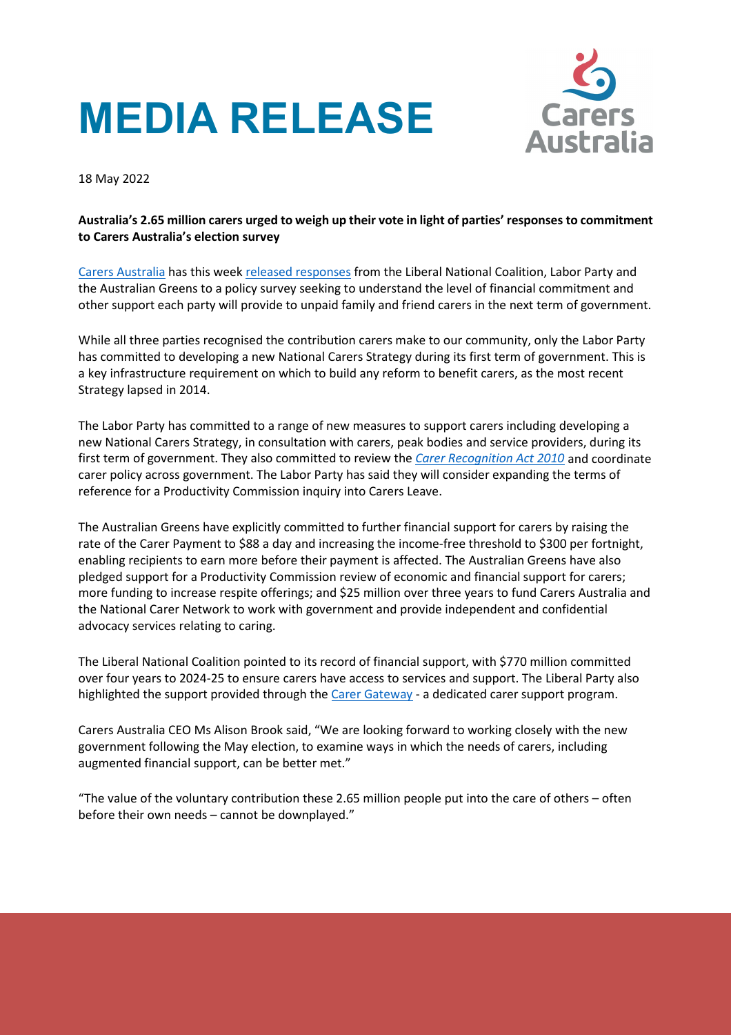# MEDIA RELEASE

18 May 2022

**Australia's 2.65 million carers urged to weigh up their vote in light of parties' responses to commitment to Carers Australia's election survey**

Carers Australia has this week released responses from the Liberal National Coalition, Labor Party and the Australian Greens to a policy survey seeking to understand the level of financial commitment and other support each party will provide to unpaid family and friend carers in the next term of government.

While all three parties recognised the contribution carers make to our community, only the Labor Party has committed to developing a new National Carers Strategy during its first term of government. This is a key infrastructure requirement on which to build any reform to benefit carers, as the most recent Strategy lapsed in 2014.

The Labor Party has committed to a range of new measures to support carers including developing a new National Carers Strategy, in consultation with carers, peak bodies and service providers, during its first term of government. They also committed to review the *Carer Recognition Act 2010* and coordinate carer policy across government. The Labor Party has said they will consider expanding the terms of reference for a Productivity Commission inquiry into Carers Leave.

The Australian Greens have explicitly committed to further financial support for carers by raising the rate of the Carer Payment to $88 a day and increasing the income-free threshold to $300 per fortnight, enabling recipients to earn more before their payment is affected. The Australian Greens have also pledged support for a Productivity Commission review of economic and financial support for carers; more funding to increase respite offerings; and $25 million over three years to fund Carers Australia and the National Carer Network to work with government and provide independent and confidential advocacy services relating to caring.

The Liberal National Coalition pointed to its record of financial support, with $770 million committed over four years to 2024-25 to ensure carers have access to services and support. The Liberal Party also highlighted the support provided through the Carer Gateway - a dedicated carer support program.

Carers Australia CEO Ms Alison Brook said, "We are looking forward to working closely with the new government following the May election, to examine ways in which the needs of carers, including augmented financial support, can be better met."

"The value of the voluntary contribution these 2.65 million people put into the care of others – often before their own needs – cannot be downplayed."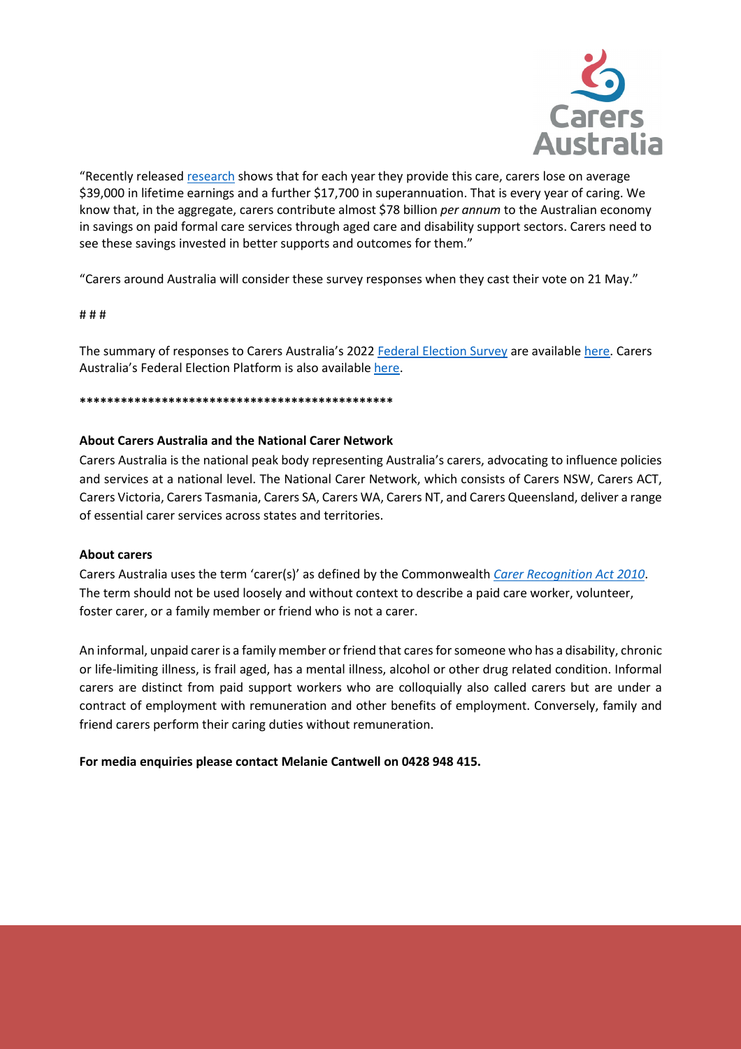"Recently released research shows that for each year they provide this care, carers lose on average $39,000 in lifetime earnings and a further $17,700 in superannuation. That is every year of caring. We know that, in the aggregate, carers contribute almost $78 billion *per annum* to the Australian economy in savings on paid formal care services through aged care and disability support sectors. Carers need to see these savings invested in better supports and outcomes for them."

"Carers around Australia will consider these survey responses when they cast their vote on 21 May."

# # #

The summary of responses to Carers Australia's 2022 Federal Election Survey are available here. Carers Australia's Federal Election Platform is also available here.

***********************************************

**About Carers Australia and the National Carer Network**

Carers Australia is the national peak body representing Australia's carers, advocating to influence policies and services at a national level. The National Carer Network, which consists of Carers NSW, Carers ACT, Carers Victoria, Carers Tasmania, Carers SA, Carers WA, Carers NT, and Carers Queensland, deliver a range of essential carer services across states and territories.

**About carers**

Carers Australia uses the term 'carer(s)' as defined by the Commonwealth *Carer Recognition Act 2010*. The term should not be used loosely and without context to describe a paid care worker, volunteer, foster carer, or a family member or friend who is not a carer.

An informal, unpaid carer is a family member or friend that cares for someone who has a disability, chronic or life-limiting illness, is frail aged, has a mental illness, alcohol or other drug related condition. Informal carers are distinct from paid support workers who are colloquially also called carers but are under a contract of employment with remuneration and other benefits of employment. Conversely, family and friend carers perform their caring duties without remuneration.

**For media enquiries please contact Melanie Cantwell on 0428 948 415.**